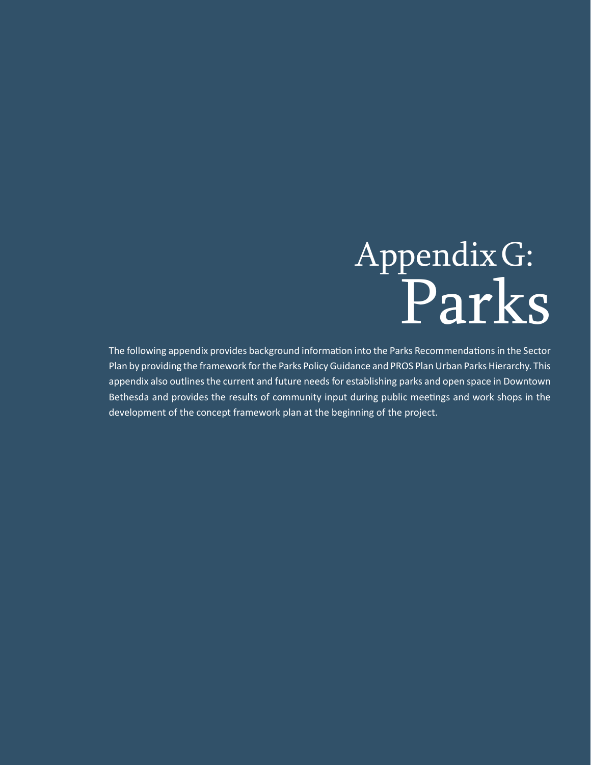# Appendix G: Parks

The following appendix provides background information into the Parks Recommendations in the Sector Plan by providing the framework for the Parks Policy Guidance and PROS Plan Urban Parks Hierarchy. This appendix also outlines the current and future needs for establishing parks and open space in Downtown Bethesda and provides the results of community input during public meetings and work shops in the development of the concept framework plan at the beginning of the project.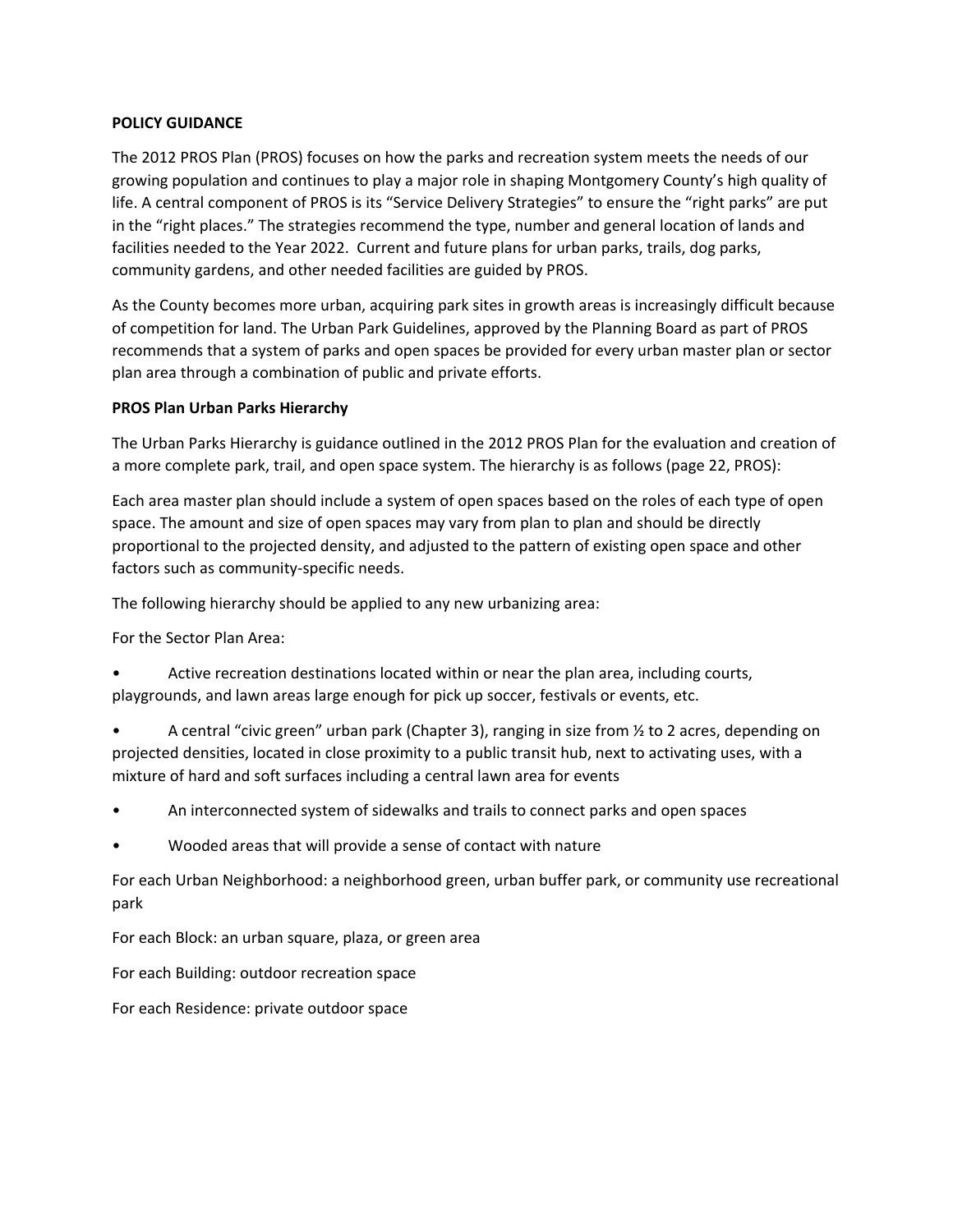**POLICY GUIDANCE**

The 2012 PROS Plan (PROS) focuses on how the parks and recreation system meets the needs of our growing population and continues to play a major role in shaping Montgomery County's high quality of life. A central component of PROS is its "Service Delivery Strategies" to ensure the "right parks" are put in the "right places." The strategies recommend the type, number and general location of lands and facilities needed to the Year 2022. Current and future plans for urban parks, trails, dog parks, community gardens, and other needed facilities are guided by PROS.

As the County becomes more urban, acquiring park sites in growth areas is increasingly difficult because of competition for land. The Urban Park Guidelines, approved by the Planning Board as part of PROS recommends that a system of parks and open spaces be provided for every urban master plan or sector plan area through a combination of public and private efforts.

**PROS Plan Urban Parks Hierarchy**

The Urban Parks Hierarchy is guidance outlined in the 2012 PROS Plan for the evaluation and creation of a more complete park, trail, and open space system. The hierarchy is as follows (page 22, PROS):

Each area master plan should include a system of open spaces based on the roles of each type of open space. The amount and size of open spaces may vary from plan to plan and should be directly proportional to the projected density, and adjusted to the pattern of existing open space and other factors such as community-specific needs.

The following hierarchy should be applied to any new urbanizing area:

For the Sector Plan Area:

- Active recreation destinations located within or near the plan area, including courts, playgrounds, and lawn areas large enough for pick up soccer, festivals or events, etc.
- A central "civic green" urban park (Chapter 3), ranging in size from ½ to 2 acres, depending on projected densities, located in close proximity to a public transit hub, next to activating uses, with a mixture of hard and soft surfaces including a central lawn area for events
- An interconnected system of sidewalks and trails to connect parks and open spaces
- Wooded areas that will provide a sense of contact with nature

For each Urban Neighborhood: a neighborhood green, urban buffer park, or community use recreational park

For each Block: an urban square, plaza, or green area

For each Building: outdoor recreation space

For each Residence: private outdoor space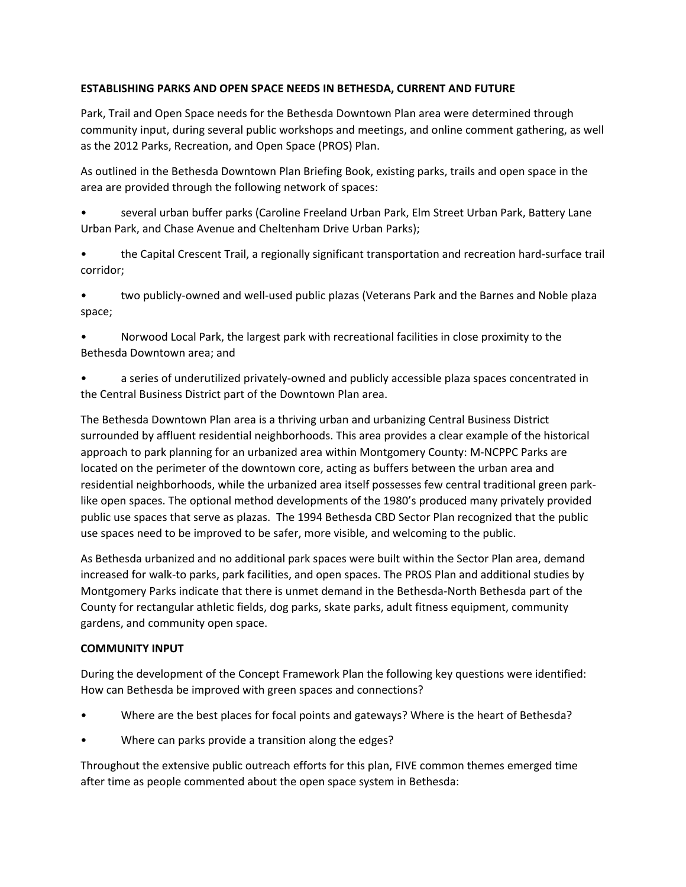**ESTABLISHING PARKS AND OPEN SPACE NEEDS IN BETHESDA, CURRENT AND FUTURE**

Park, Trail and Open Space needs for the Bethesda Downtown Plan area were determined through community input, during several public workshops and meetings, and online comment gathering, as well as the 2012 Parks, Recreation, and Open Space (PROS) Plan.

As outlined in the Bethesda Downtown Plan Briefing Book, existing parks, trails and open space in the area are provided through the following network of spaces:

- several urban buffer parks (Caroline Freeland Urban Park, Elm Street Urban Park, Battery Lane Urban Park, and Chase Avenue and Cheltenham Drive Urban Parks);
- the Capital Crescent Trail, a regionally significant transportation and recreation hard-surface trail corridor;
- two publicly-owned and well-used public plazas (Veterans Park and the Barnes and Noble plaza space;
- Norwood Local Park, the largest park with recreational facilities in close proximity to the Bethesda Downtown area; and
- a series of underutilized privately-owned and publicly accessible plaza spaces concentrated in the Central Business District part of the Downtown Plan area.

The Bethesda Downtown Plan area is a thriving urban and urbanizing Central Business District surrounded by affluent residential neighborhoods. This area provides a clear example of the historical approach to park planning for an urbanized area within Montgomery County: M-NCPPC Parks are located on the perimeter of the downtown core, acting as buffers between the urban area and residential neighborhoods, while the urbanized area itself possesses few central traditional green park-like open spaces. The optional method developments of the 1980's produced many privately provided public use spaces that serve as plazas. The 1994 Bethesda CBD Sector Plan recognized that the public use spaces need to be improved to be safer, more visible, and welcoming to the public.

As Bethesda urbanized and no additional park spaces were built within the Sector Plan area, demand increased for walk-to parks, park facilities, and open spaces. The PROS Plan and additional studies by Montgomery Parks indicate that there is unmet demand in the Bethesda-North Bethesda part of the County for rectangular athletic fields, dog parks, skate parks, adult fitness equipment, community gardens, and community open space.

**COMMUNITY INPUT**

During the development of the Concept Framework Plan the following key questions were identified: How can Bethesda be improved with green spaces and connections?

- Where are the best places for focal points and gateways? Where is the heart of Bethesda?
- Where can parks provide a transition along the edges?

Throughout the extensive public outreach efforts for this plan, FIVE common themes emerged time after time as people commented about the open space system in Bethesda: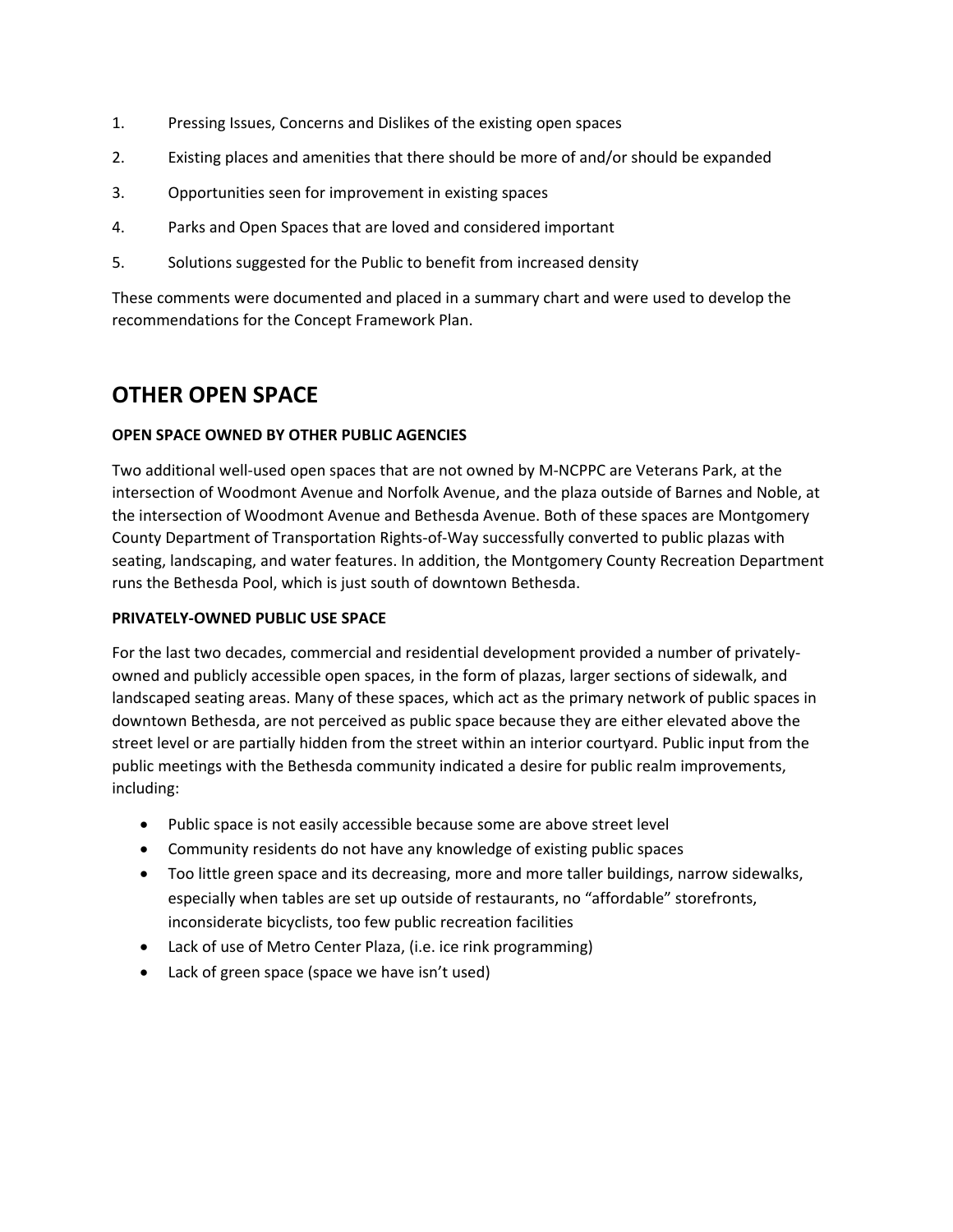1. Pressing Issues, Concerns and Dislikes of the existing open spaces
2. Existing places and amenities that there should be more of and/or should be expanded
3. Opportunities seen for improvement in existing spaces
4. Parks and Open Spaces that are loved and considered important
5. Solutions suggested for the Public to benefit from increased density

These comments were documented and placed in a summary chart and were used to develop the recommendations for the Concept Framework Plan.

## OTHER OPEN SPACE

**OPEN SPACE OWNED BY OTHER PUBLIC AGENCIES**

Two additional well-used open spaces that are not owned by M-NCPPC are Veterans Park, at the intersection of Woodmont Avenue and Norfolk Avenue, and the plaza outside of Barnes and Noble, at the intersection of Woodmont Avenue and Bethesda Avenue. Both of these spaces are Montgomery County Department of Transportation Rights-of-Way successfully converted to public plazas with seating, landscaping, and water features. In addition, the Montgomery County Recreation Department runs the Bethesda Pool, which is just south of downtown Bethesda.

**PRIVATELY-OWNED PUBLIC USE SPACE**

For the last two decades, commercial and residential development provided a number of privately-owned and publicly accessible open spaces, in the form of plazas, larger sections of sidewalk, and landscaped seating areas. Many of these spaces, which act as the primary network of public spaces in downtown Bethesda, are not perceived as public space because they are either elevated above the street level or are partially hidden from the street within an interior courtyard. Public input from the public meetings with the Bethesda community indicated a desire for public realm improvements, including:

- Public space is not easily accessible because some are above street level
- Community residents do not have any knowledge of existing public spaces
- Too little green space and its decreasing, more and more taller buildings, narrow sidewalks, especially when tables are set up outside of restaurants, no "affordable" storefronts, inconsiderate bicyclists, too few public recreation facilities
- Lack of use of Metro Center Plaza, (i.e. ice rink programming)
- Lack of green space (space we have isn't used)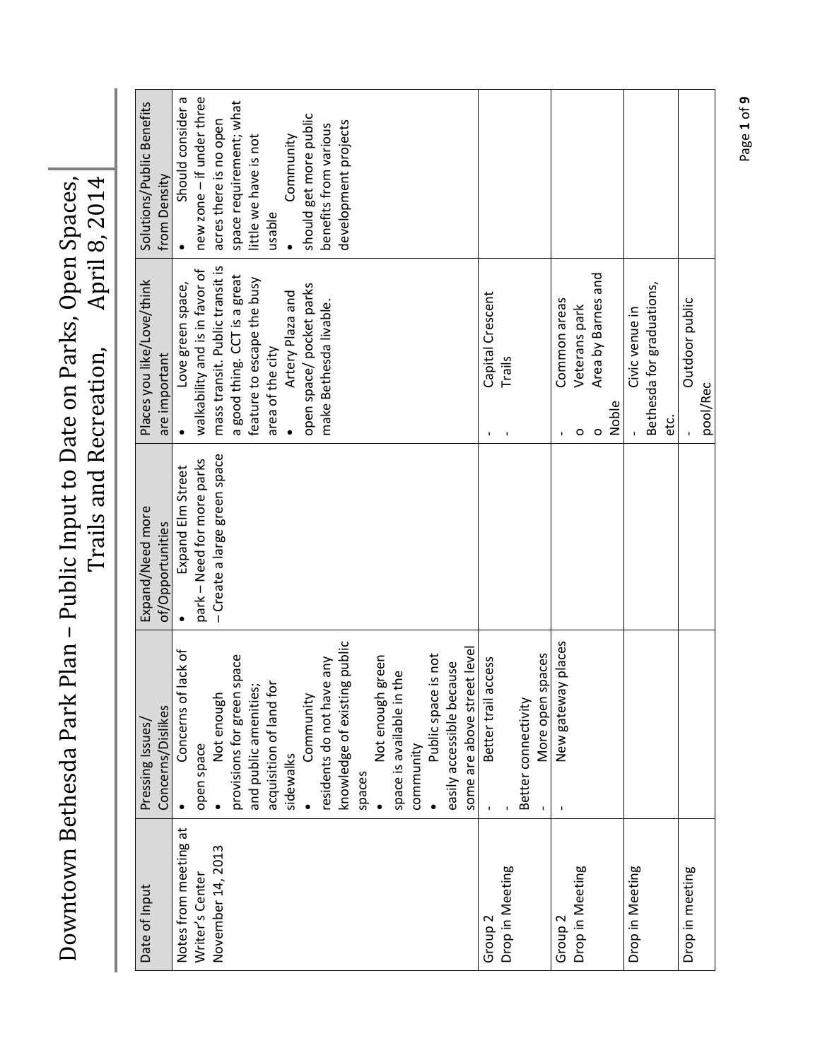# Downtown Bethesda Park Plan – Public Input to Date on Parks, Open Spaces, Trails and Recreation, April 8, 2014

| Date of Input | Pressing Issues/ Concerns/Dislikes | Expand/Need more of/Opportunities | Places you like/Love/think are important | Solutions/Public Benefits from Density |
|---|---|---|---|---|
| Notes from meeting at Writer's Center November 14, 2013 | • Concerns of lack of open space<br>• Not enough provisions for green space and public amenities; acquisition of land for sidewalks<br>• Community residents do not have any knowledge of existing public spaces<br>• Not enough green space is available in the community<br>• Public space is not easily accessible because some are above street level | • Expand Elm Street park – Need for more parks – Create a large green space | • Love green space, walkability and is in favor of mass transit. Public transit is a good thing. CCT is a great feature to escape the busy area of the city<br>• Artery Plaza and open space/ pocket parks make Bethesda livable. | • Should consider a new zone – if under three acres there is no open space requirement; what little we have is not usable<br>• Community should get more public benefits from various development projects |
| Group 2 Drop in Meeting | - Better trail access<br>- Better connectivity<br>- More open spaces | | - Capital Crescent<br>- Trails | |
| Group 2 Drop in Meeting | - New gateway places | | - Common areas<br>o Veterans park<br>o Area by Barnes and Noble | |
| Drop in Meeting | | | - Civic venue in Bethesda for graduations, etc. | |
| Drop in meeting | | | - Outdoor public pool/Rec | |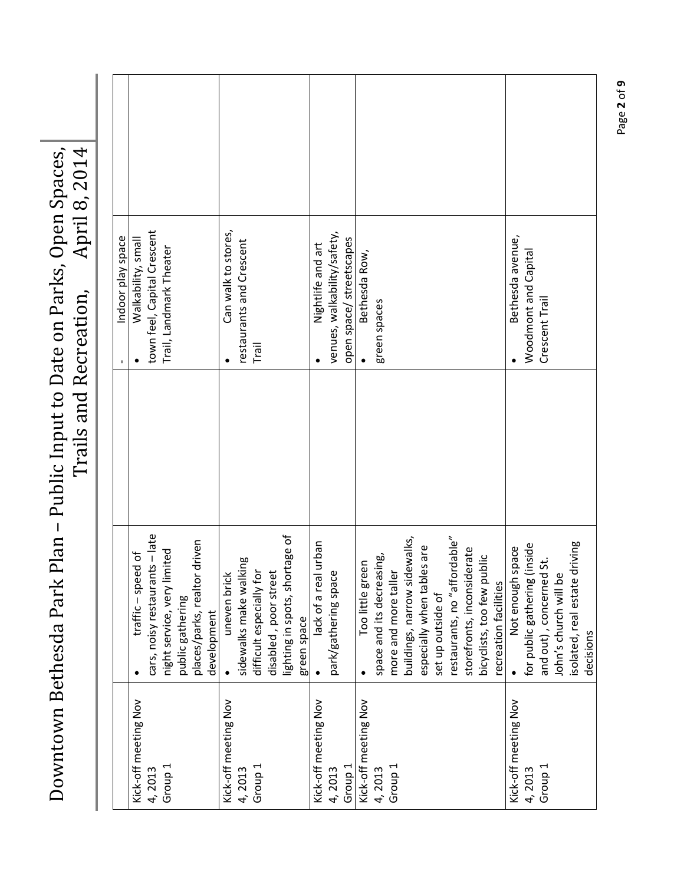# Downtown Bethesda Park Plan – Public Input to Date on Parks, Open Spaces, Trails and Recreation, April 8, 2014

| | | | | |
|---|---|---|---|---|
| | | | - Indoor play space | |
| Kick-off meeting Nov 4, 2013 Group 1 | • traffic – speed of cars, noisy restaurants – late night service, very limited public gathering places/parks, realtor driven development | | • Walkability, small town feel, Capital Crescent Trail, Landmark Theater | |
| Kick-off meeting Nov 4, 2013 Group 1 | • uneven brick sidewalks make walking difficult especially for disabled , poor street lighting in spots, shortage of green space | | • Can walk to stores, restaurants and Crescent Trail | |
| Kick-off meeting Nov 4, 2013 Group 1 | • lack of a real urban park/gathering space | | • Nightlife and art venues, walkability/safety, open space/ streetscapes | |
| Kick-off meeting Nov 4, 2013 Group 1 | • Too little green space and its decreasing, more and more taller buildings, narrow sidewalks, especially when tables are set up outside of restaurants, no "affordable" storefronts, inconsiderate bicyclists, too few public recreation facilities | | • Bethesda Row, green spaces | |
| Kick-off meeting Nov 4, 2013 Group 1 | • Not enough space for public gathering (inside and out) , concerned St. John's church will be isolated, real estate driving decisions | | • Bethesda avenue, Woodmont and Capital Crescent Trail | |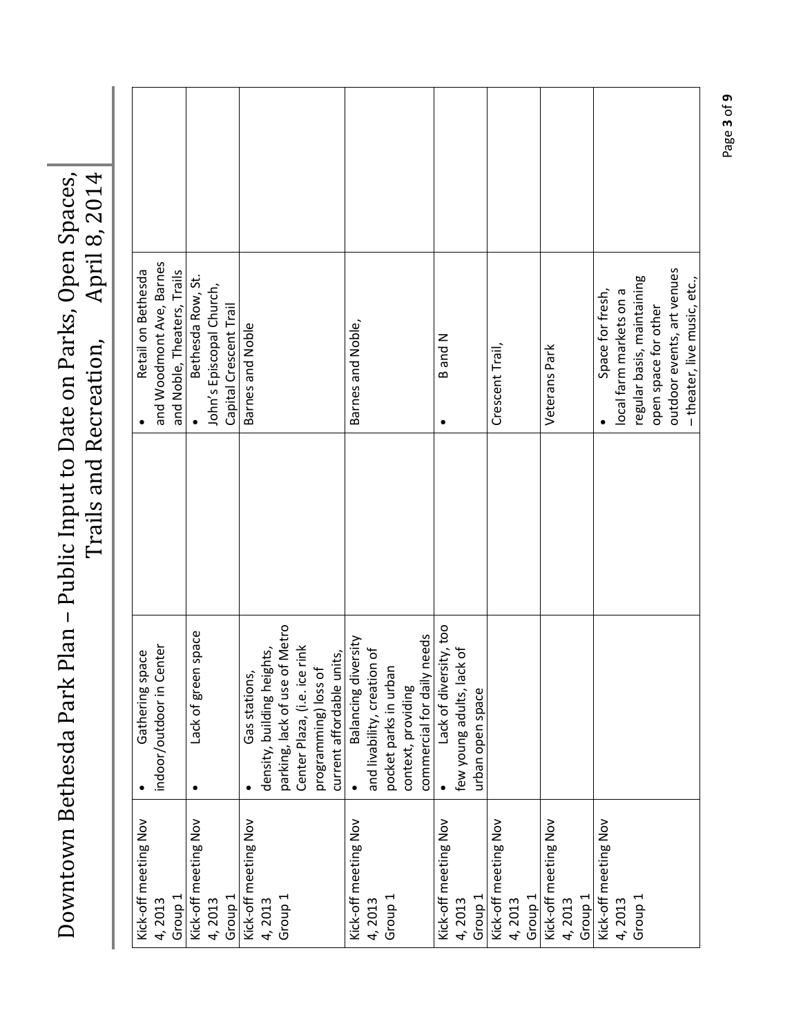| | | | | |
|---|---|---|---|---|
| Kick-off meeting Nov 4, 2013 Group 1 | • Gathering space indoor/outdoor in Center | | • Retail on Bethesda and Woodmont Ave, Barnes and Noble, Theaters, Trails | |
| Kick-off meeting Nov 4, 2013 Group 1 | • Lack of green space | | • Bethesda Row, St. John's Episcopal Church, Capital Crescent Trail | |
| Kick-off meeting Nov 4, 2013 Group 1 | • Gas stations, density, building heights, parking, lack of use of Metro Center Plaza, (i.e. ice rink programming) loss of current affordable units, | | Barnes and Noble | |
| Kick-off meeting Nov 4, 2013 Group 1 | • Balancing diversity and livability, creation of pocket parks in urban context, providing commercial for daily needs | | Barnes and Noble, | |
| Kick-off meeting Nov 4, 2013 Group 1 | • Lack of diversity, too few young adults, lack of urban open space | | • B and N | |
| Kick-off meeting Nov 4, 2013 Group 1 | | | Crescent Trail, | |
| Kick-off meeting Nov 4, 2013 Group 1 | | | Veterans Park | |
| Kick-off meeting Nov 4, 2013 Group 1 | | | • Space for fresh, local farm markets on a regular basis, maintaining open space for other outdoor events, art venues – theater, live music, etc., | |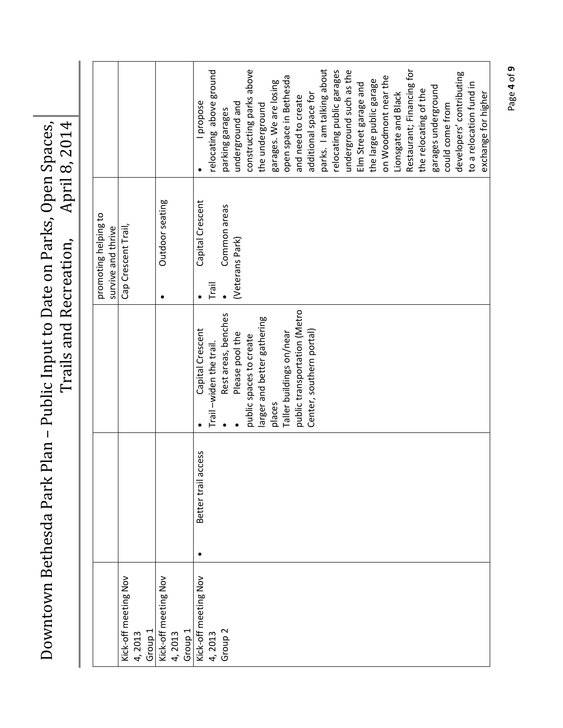# Downtown Bethesda Park Plan – Public Input to Date on Parks, Open Spaces, Trails and Recreation, April 8, 2014

| | | | | |
|---|---|---|---|---|
| | | | promoting helping to survive and thrive | |
| Kick-off meeting Nov 4, 2013 Group 1 | | | Cap Crescent Trail, | |
| Kick-off meeting Nov 4, 2013 Group 1 | | | • Outdoor seating | |
| Kick-off meeting Nov 4, 2013 Group 2 | • Better trail access | • Capital Crescent Trail –widen the trail.<br>• Rest areas, benches<br>• Please pool the public spaces to create larger and better gathering places<br>Taller buildings on/near public transportation (Metro Center, southern portal) | • Capital Crescent Trail<br>• Common areas (Veterans Park) | • I propose relocating above ground parking garages underground and constructing parks above the underground garages. We are losing open space in Bethesda and need to create additional space for parks. I am talking about relocating public garages underground such as the Elm Street garage and the large public garage on Woodmont near the Lionsgate and Black Restaurant; Financing for the relocating of the garages underground could come from developers' contributing to a relocation fund in exchange for higher |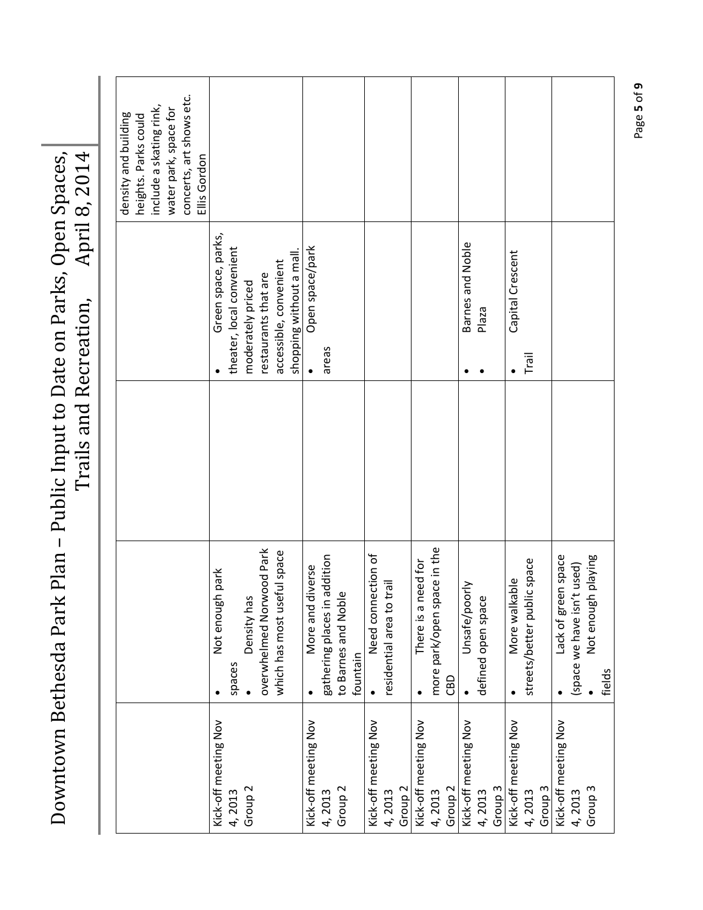| | | | | |
|---|---|---|---|---|
| | | | | density and building heights. Parks could include a skating rink, water park, space for concerts, art shows etc. Ellis Gordon |
| Kick-off meeting Nov 4, 2013 Group 2 | • Not enough park spaces<br>• Density has overwhelmed Norwood Park which has most useful space | | • Green space, parks, theater, local convenient moderately priced restaurants that are accessible, convenient shopping without a mall. | |
| Kick-off meeting Nov 4, 2013 Group 2 | • More and diverse gathering places in addition to Barnes and Noble fountain | | • Open space/park areas | |
| Kick-off meeting Nov 4, 2013 Group 2 | • Need connection of residential area to trail | | | |
| Kick-off meeting Nov 4, 2013 Group 2 | • There is a need for more park/open space in the CBD | | | |
| Kick-off meeting Nov 4, 2013 Group 3 | • Unsafe/poorly defined open space | | • Barnes and Noble<br>• Plaza | |
| Kick-off meeting Nov 4, 2013 Group 3 | • More walkable streets/better public space | | • Capital Crescent Trail | |
| Kick-off meeting Nov 4, 2013 Group 3 | • Lack of green space (space we have isn't used)<br>• Not enough playing fields | | | |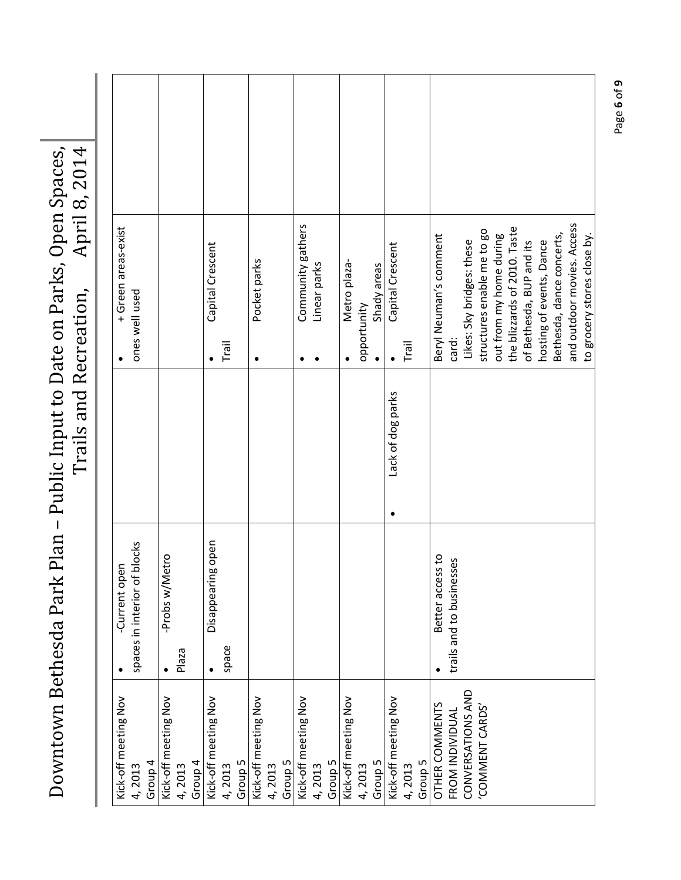# Downtown Bethesda Park Plan – Public Input to Date on Parks, Open Spaces, Trails and Recreation, April 8, 2014

| | | | | |
|---|---|---|---|---|
| Kick-off meeting Nov 4, 2013 Group 4 | • -Current open spaces in interior of blocks | | • + Green areas-exist ones well used | |
| Kick-off meeting Nov 4, 2013 Group 4 | • -Probs w/Metro Plaza | | | |
| Kick-off meeting Nov 4, 2013 Group 5 | • Disappearing open space | | • Capital Crescent Trail | |
| Kick-off meeting Nov 4, 2013 Group 5 | | | • Pocket parks | |
| Kick-off meeting Nov 4, 2013 Group 5 | | | • Community gathers<br>• Linear parks | |
| Kick-off meeting Nov 4, 2013 Group 5 | | | • Metro plaza- opportunity<br>• Shady areas | |
| Kick-off meeting Nov 4, 2013 Group 5 | | • Lack of dog parks | • Capital Crescent Trail | |
| OTHER COMMENTS FROM INDIVIDUAL CONVERSATIONS AND 'COMMENT CARDS' | • Better access to trails and to businesses | | Beryl Neuman's comment card: Likes: Sky bridges: these structures enable me to go out from my home during the blizzards of 2010. Taste of Bethesda, BUP and its hosting of events, Dance Bethesda, dance concerts, and outdoor movies. Access to grocery stores close by. | |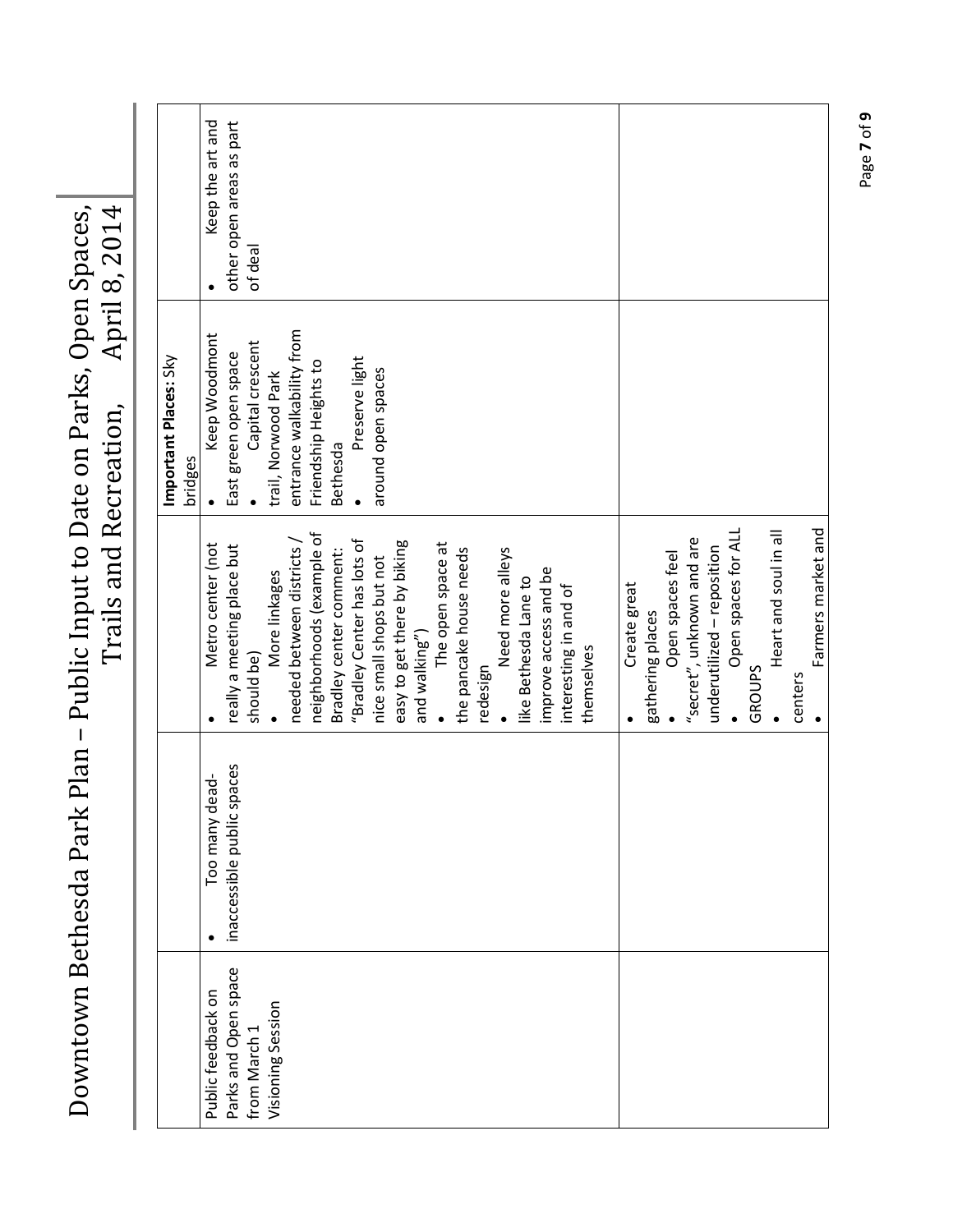# Downtown Bethesda Park Plan – Public Input to Date on Parks, Open Spaces, Trails and Recreation, April 8, 2014

| | | | | |
|---|---|---|---|---|
| Public feedback on Parks and Open space from March 1 Visioning Session | • Too many dead-inaccessible public spaces | • Metro center (not really a meeting place but should be)<br>• More linkages needed between districts / neighborhoods (example of Bradley center comment: "Bradley Center has lots of nice small shops but not easy to get there by biking and walking")<br>• The open space at the pancake house needs redesign<br>• Need more alleys like Bethesda Lane to improve access and be interesting in and of themselves | **Important Places:** Sky bridges<br>• Keep Woodmont East green open space<br>• Capital crescent trail, Norwood Park entrance walkability from Friendship Heights to Bethesda<br>• Preserve light around open spaces | • Keep the art and other open areas as part of deal |
| | | • Create great gathering places<br>• Open spaces feel "secret", unknown and are underutilized – reposition<br>• Open spaces for ALL GROUPS<br>• Heart and soul in all centers<br>• Farmers market and | | |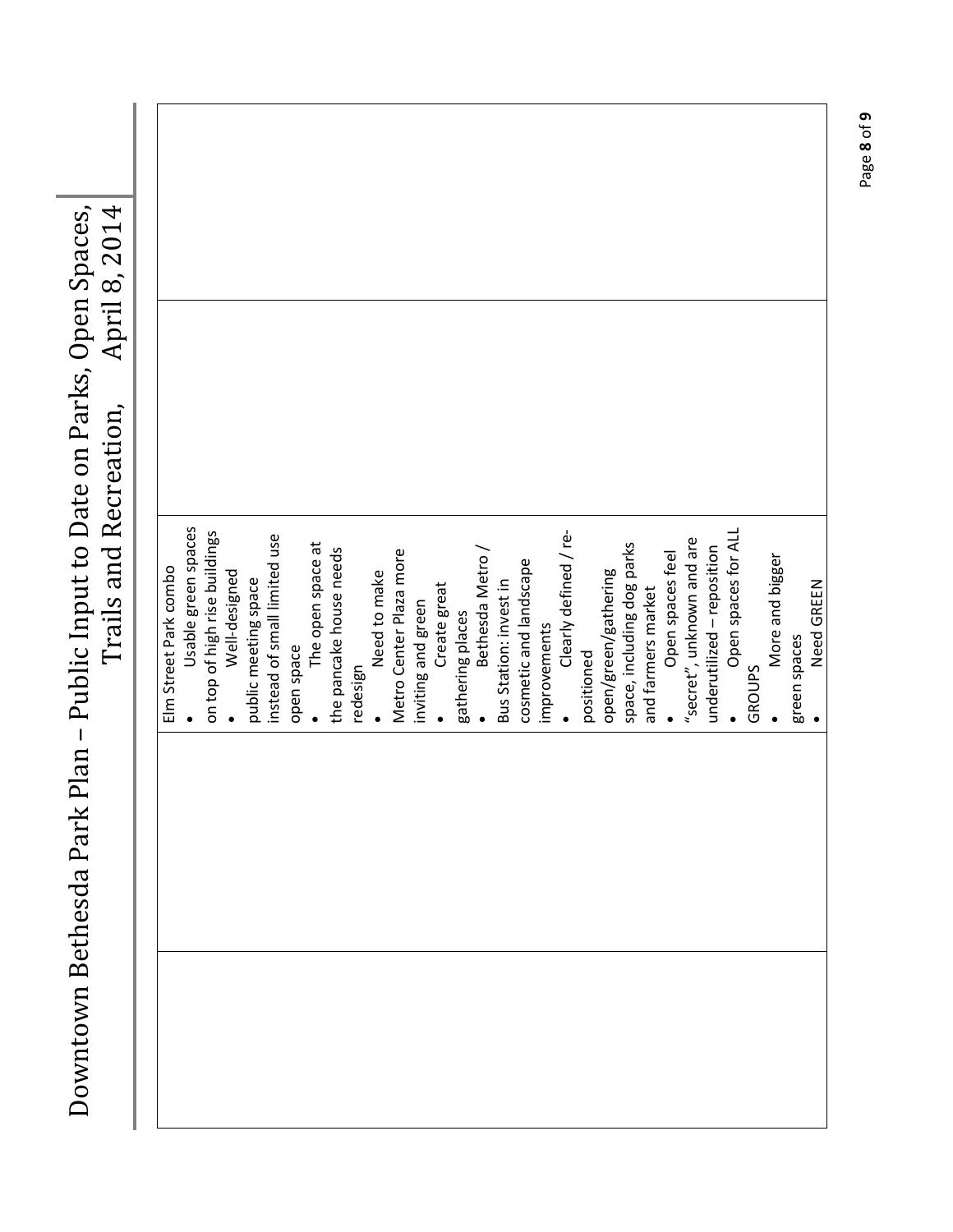# Downtown Bethesda Park Plan – Public Input to Date on Parks, Open Spaces, Trails and Recreation, April 8, 2014

| | | | |
|---|---|---|---|
| | Elm Street Park combo<br>• Usable green spaces on top of high rise buildings<br>• Well-designed public meeting space instead of small limited use open space<br>• The open space at the pancake house needs redesign<br>• Need to make Metro Center Plaza more inviting and green<br>• Create great gathering places<br>• Bethesda Metro / Bus Station: invest in cosmetic and landscape improvements<br>• Clearly defined / re-positioned open/green/gathering space, including dog parks and farmers market<br>• Open spaces feel "secret", unknown and are underutilized – reposition<br>• Open spaces for ALL GROUPS<br>• More and bigger green spaces<br>• Need GREEN | | |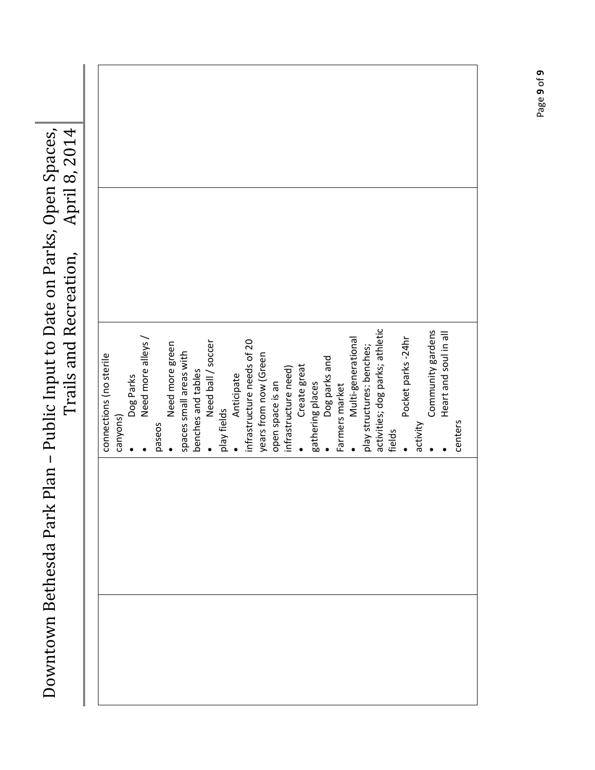| | | | |
|---|---|---|---|
| | connections (no sterile canyons)<br>• Dog Parks<br>• Need more alleys / paseos<br>• Need more green spaces small areas with benches and tables<br>• Need ball / soccer play fields<br>• Anticipate infrastructure needs of 20 years from now (Green open space is an infrastructure need)<br>• Create great gathering places<br>• Dog parks and Farmers market<br>• Multi-generational play structures: benches; activities; dog parks; athletic fields<br>• Pocket parks -24hr activity<br>• Community gardens<br>• Heart and soul in all centers | | |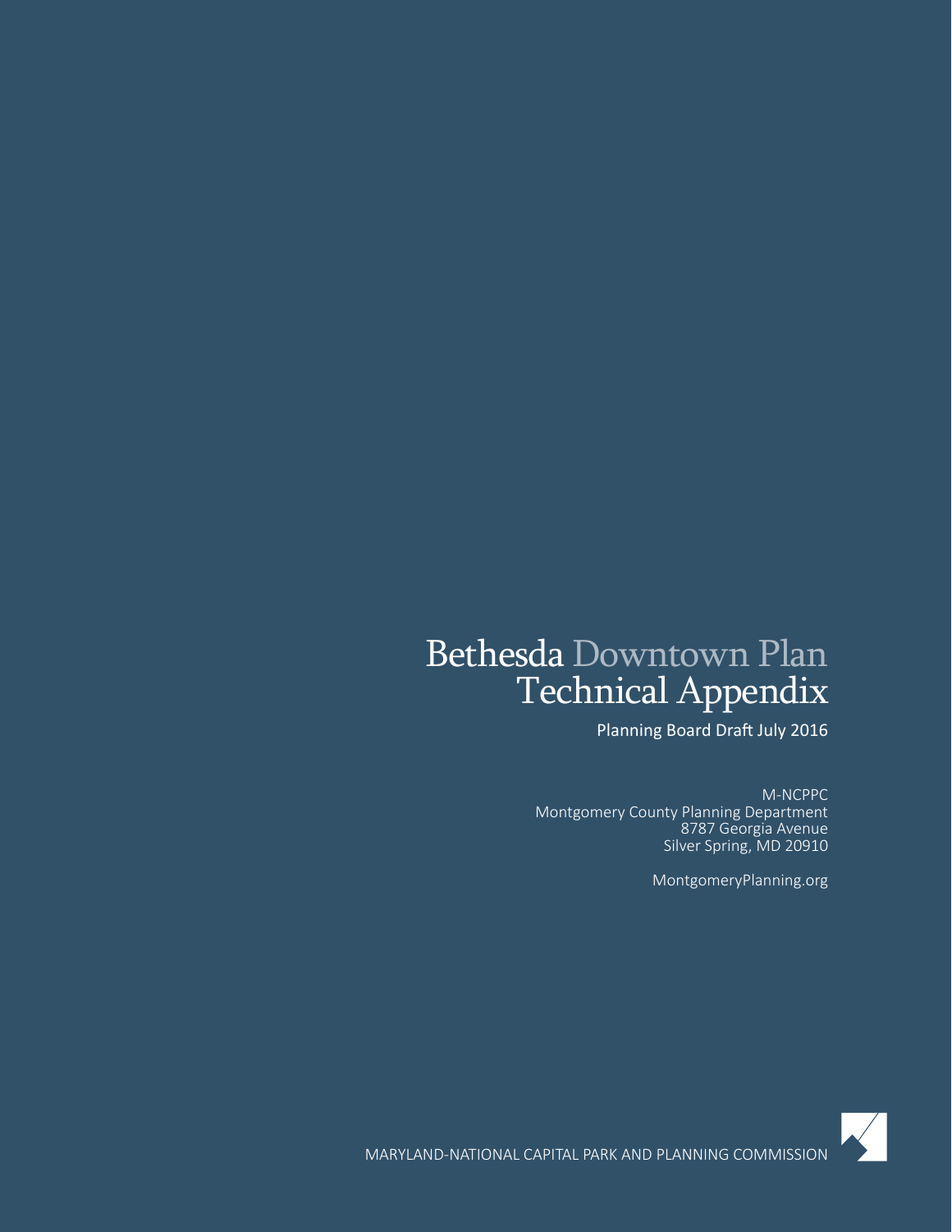# Bethesda Downtown Plan Technical Appendix

Planning Board Draft July 2016

M-NCPPC
Montgomery County Planning Department
8787 Georgia Avenue
Silver Spring, MD 20910

MontgomeryPlanning.org

MARYLAND-NATIONAL CAPITAL PARK AND PLANNING COMMISSION